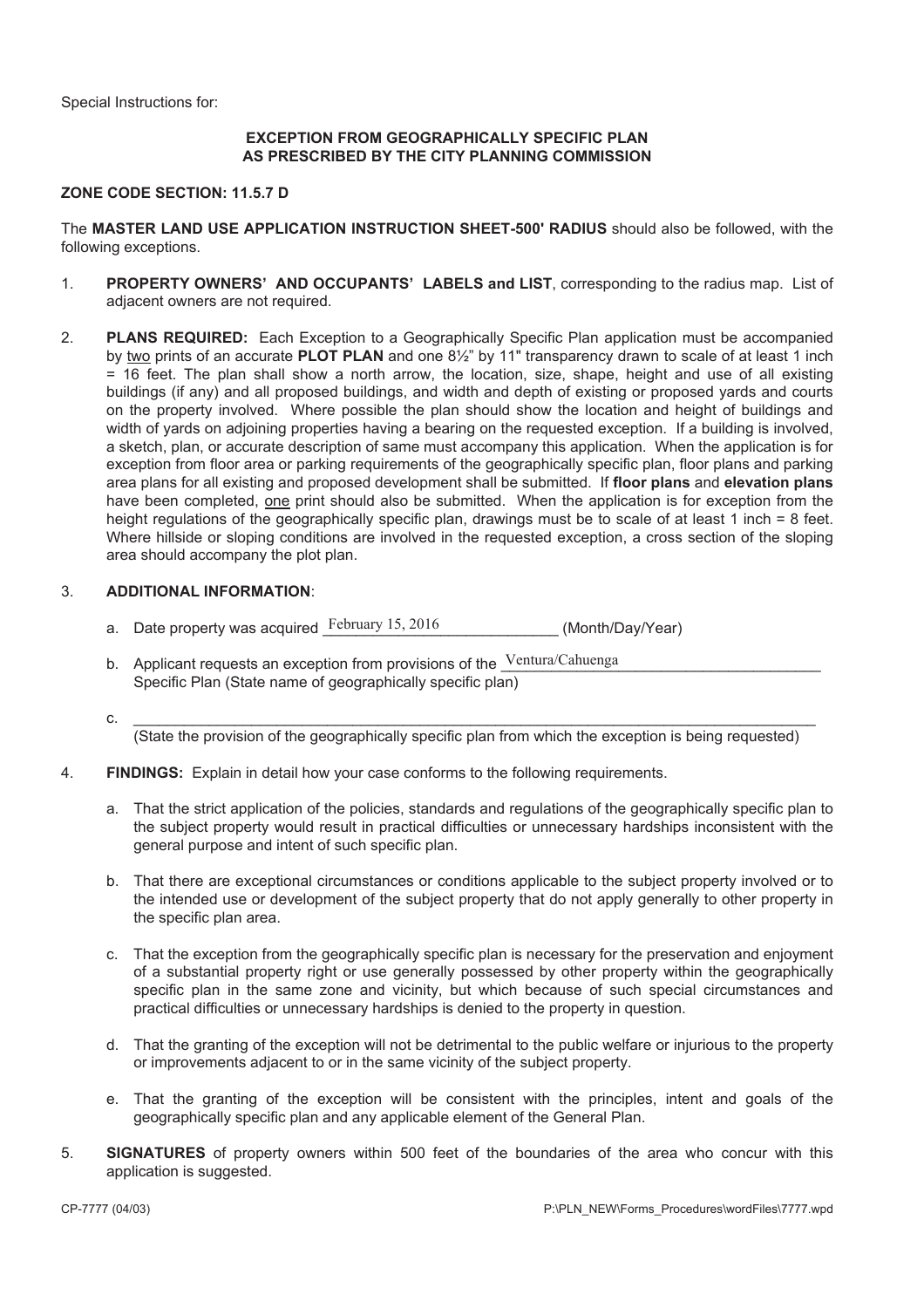Special Instructions for:

## EXCEPTION FROM GEOGRAPHICALLY SPECIFIC PLAN AS PRESCRIBED BY THE CITY PLANNING COMMISSION

**ZONE CODE SECTION: 11.5.7 D**

The **MASTER LAND USE APPLICATION INSTRUCTION SHEET-500' RADIUS** should also be followed, with the following exceptions.

1. **PROPERTY OWNERS' AND OCCUPANTS' LABELS and LIST**, corresponding to the radius map. List of adjacent owners are not required.

2. **PLANS REQUIRED:** Each Exception to a Geographically Specific Plan application must be accompanied by two prints of an accurate **PLOT PLAN** and one 8½" by 11" transparency drawn to scale of at least 1 inch = 16 feet. The plan shall show a north arrow, the location, size, shape, height and use of all existing buildings (if any) and all proposed buildings, and width and depth of existing or proposed yards and courts on the property involved. Where possible the plan should show the location and height of buildings and width of yards on adjoining properties having a bearing on the requested exception. If a building is involved, a sketch, plan, or accurate description of same must accompany this application. When the application is for exception from floor area or parking requirements of the geographically specific plan, floor plans and parking area plans for all existing and proposed development shall be submitted. If **floor plans** and **elevation plans** have been completed, one print should also be submitted. When the application is for exception from the height regulations of the geographically specific plan, drawings must be to scale of at least 1 inch = 8 feet. Where hillside or sloping conditions are involved in the requested exception, a cross section of the sloping area should accompany the plot plan.

3. **ADDITIONAL INFORMATION**:

   a. Date property was acquired February 15, 2016 (Month/Day/Year)

   b. Applicant requests an exception from provisions of the Ventura/Cahuenga Specific Plan (State name of geographically specific plan)

   c. ______________________________ (State the provision of the geographically specific plan from which the exception is being requested)

4. **FINDINGS:** Explain in detail how your case conforms to the following requirements.

   a. That the strict application of the policies, standards and regulations of the geographically specific plan to the subject property would result in practical difficulties or unnecessary hardships inconsistent with the general purpose and intent of such specific plan.

   b. That there are exceptional circumstances or conditions applicable to the subject property involved or to the intended use or development of the subject property that do not apply generally to other property in the specific plan area.

   c. That the exception from the geographically specific plan is necessary for the preservation and enjoyment of a substantial property right or use generally possessed by other property within the geographically specific plan in the same zone and vicinity, but which because of such special circumstances and practical difficulties or unnecessary hardships is denied to the property in question.

   d. That the granting of the exception will not be detrimental to the public welfare or injurious to the property or improvements adjacent to or in the same vicinity of the subject property.

   e. That the granting of the exception will be consistent with the principles, intent and goals of the geographically specific plan and any applicable element of the General Plan.

5. **SIGNATURES** of property owners within 500 feet of the boundaries of the area who concur with this application is suggested.

CP-7777 (04/03) P:\PLN_NEW\Forms_Procedures\wordFiles\7777.wpd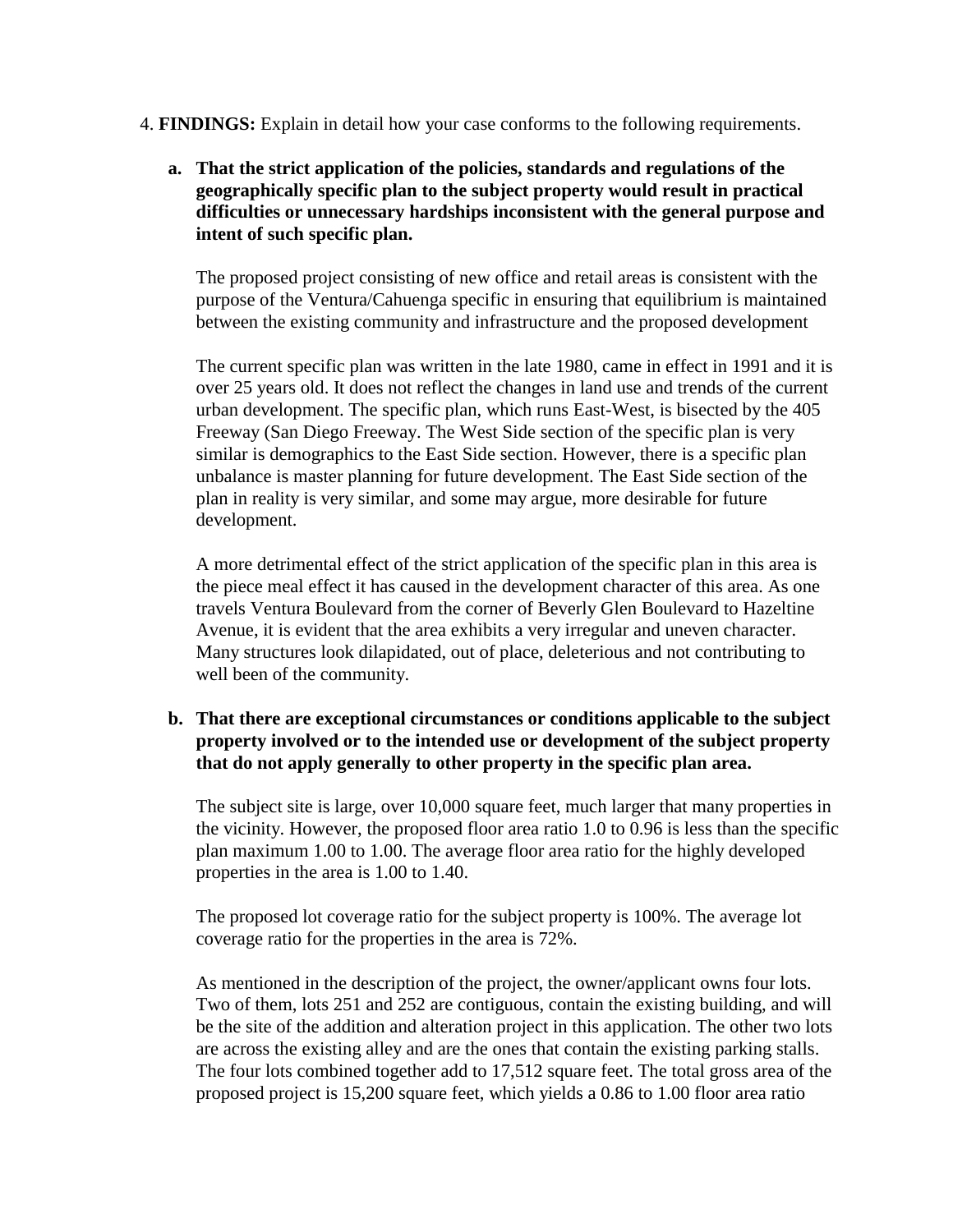4. **FINDINGS:** Explain in detail how your case conforms to the following requirements.

   **a. That the strict application of the policies, standards and regulations of the geographically specific plan to the subject property would result in practical difficulties or unnecessary hardships inconsistent with the general purpose and intent of such specific plan.**

   The proposed project consisting of new office and retail areas is consistent with the purpose of the Ventura/Cahuenga specific in ensuring that equilibrium is maintained between the existing community and infrastructure and the proposed development

   The current specific plan was written in the late 1980, came in effect in 1991 and it is over 25 years old. It does not reflect the changes in land use and trends of the current urban development. The specific plan, which runs East-West, is bisected by the 405 Freeway (San Diego Freeway. The West Side section of the specific plan is very similar is demographics to the East Side section. However, there is a specific plan unbalance is master planning for future development. The East Side section of the plan in reality is very similar, and some may argue, more desirable for future development.

   A more detrimental effect of the strict application of the specific plan in this area is the piece meal effect it has caused in the development character of this area. As one travels Ventura Boulevard from the corner of Beverly Glen Boulevard to Hazeltine Avenue, it is evident that the area exhibits a very irregular and uneven character. Many structures look dilapidated, out of place, deleterious and not contributing to well been of the community.

   **b. That there are exceptional circumstances or conditions applicable to the subject property involved or to the intended use or development of the subject property that do not apply generally to other property in the specific plan area.**

   The subject site is large, over 10,000 square feet, much larger that many properties in the vicinity. However, the proposed floor area ratio 1.0 to 0.96 is less than the specific plan maximum 1.00 to 1.00. The average floor area ratio for the highly developed properties in the area is 1.00 to 1.40.

   The proposed lot coverage ratio for the subject property is 100%. The average lot coverage ratio for the properties in the area is 72%.

   As mentioned in the description of the project, the owner/applicant owns four lots. Two of them, lots 251 and 252 are contiguous, contain the existing building, and will be the site of the addition and alteration project in this application. The other two lots are across the existing alley and are the ones that contain the existing parking stalls. The four lots combined together add to 17,512 square feet. The total gross area of the proposed project is 15,200 square feet, which yields a 0.86 to 1.00 floor area ratio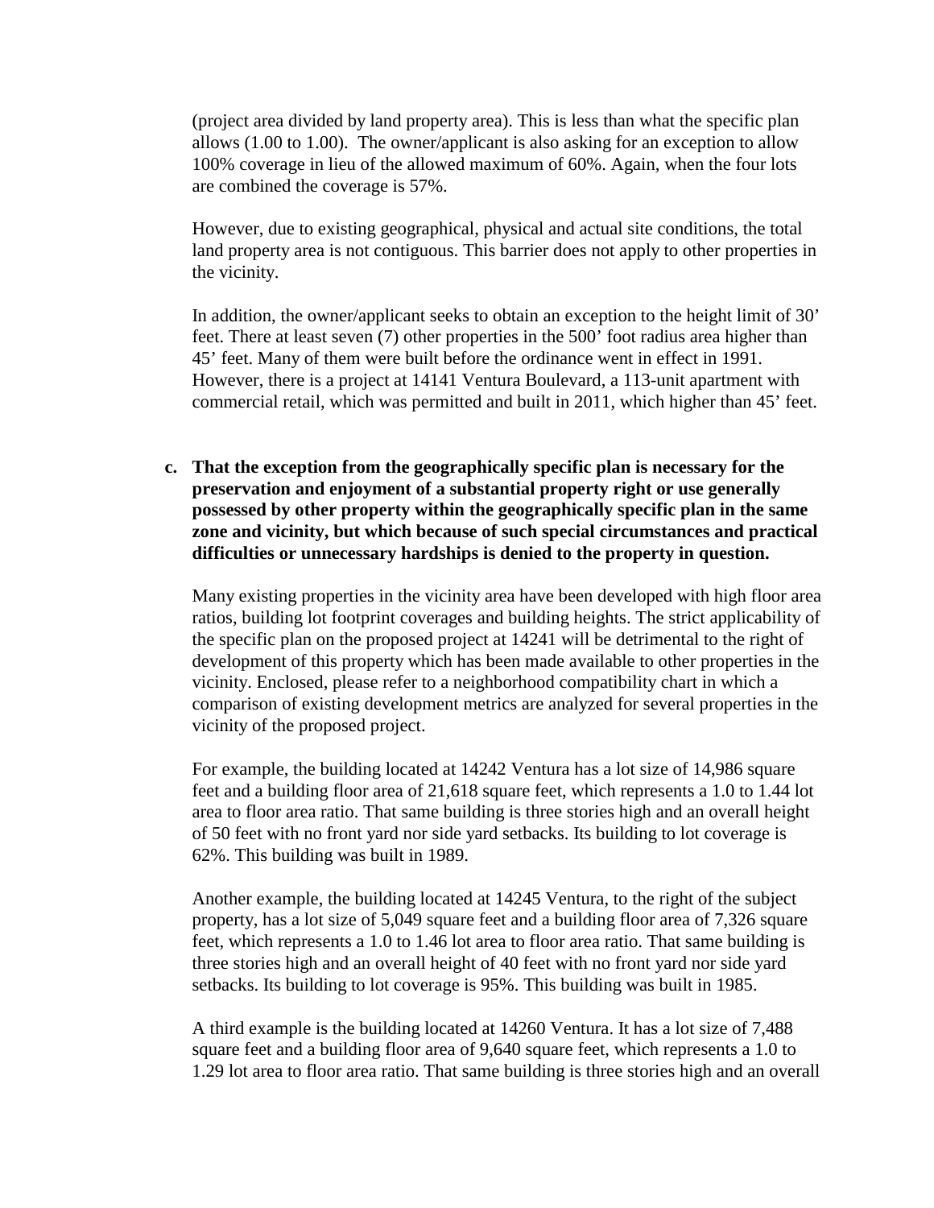(project area divided by land property area). This is less than what the specific plan allows (1.00 to 1.00). The owner/applicant is also asking for an exception to allow 100% coverage in lieu of the allowed maximum of 60%. Again, when the four lots are combined the coverage is 57%.

However, due to existing geographical, physical and actual site conditions, the total land property area is not contiguous. This barrier does not apply to other properties in the vicinity.

In addition, the owner/applicant seeks to obtain an exception to the height limit of 30' feet. There at least seven (7) other properties in the 500' foot radius area higher than 45' feet. Many of them were built before the ordinance went in effect in 1991. However, there is a project at 14141 Ventura Boulevard, a 113-unit apartment with commercial retail, which was permitted and built in 2011, which higher than 45' feet.

**c. That the exception from the geographically specific plan is necessary for the preservation and enjoyment of a substantial property right or use generally possessed by other property within the geographically specific plan in the same zone and vicinity, but which because of such special circumstances and practical difficulties or unnecessary hardships is denied to the property in question.**

Many existing properties in the vicinity area have been developed with high floor area ratios, building lot footprint coverages and building heights. The strict applicability of the specific plan on the proposed project at 14241 will be detrimental to the right of development of this property which has been made available to other properties in the vicinity. Enclosed, please refer to a neighborhood compatibility chart in which a comparison of existing development metrics are analyzed for several properties in the vicinity of the proposed project.

For example, the building located at 14242 Ventura has a lot size of 14,986 square feet and a building floor area of 21,618 square feet, which represents a 1.0 to 1.44 lot area to floor area ratio. That same building is three stories high and an overall height of 50 feet with no front yard nor side yard setbacks. Its building to lot coverage is 62%. This building was built in 1989.

Another example, the building located at 14245 Ventura, to the right of the subject property, has a lot size of 5,049 square feet and a building floor area of 7,326 square feet, which represents a 1.0 to 1.46 lot area to floor area ratio. That same building is three stories high and an overall height of 40 feet with no front yard nor side yard setbacks. Its building to lot coverage is 95%. This building was built in 1985.

A third example is the building located at 14260 Ventura. It has a lot size of 7,488 square feet and a building floor area of 9,640 square feet, which represents a 1.0 to 1.29 lot area to floor area ratio. That same building is three stories high and an overall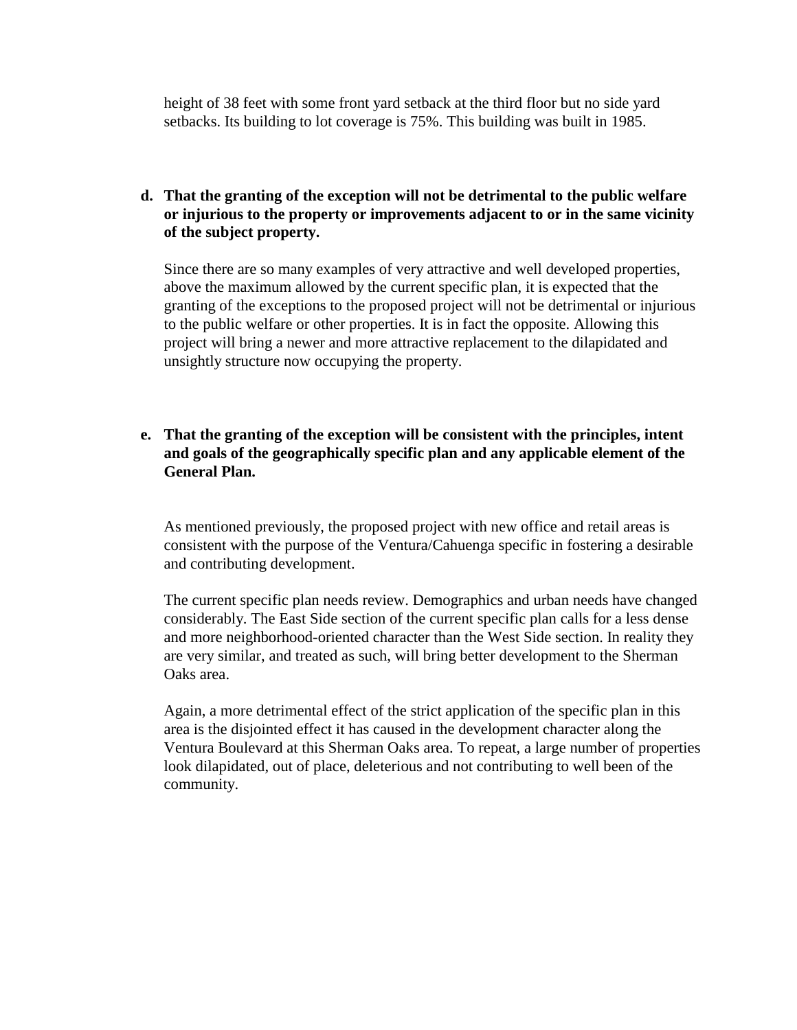height of 38 feet with some front yard setback at the third floor but no side yard setbacks. Its building to lot coverage is 75%. This building was built in 1985.

**d. That the granting of the exception will not be detrimental to the public welfare or injurious to the property or improvements adjacent to or in the same vicinity of the subject property.**

Since there are so many examples of very attractive and well developed properties, above the maximum allowed by the current specific plan, it is expected that the granting of the exceptions to the proposed project will not be detrimental or injurious to the public welfare or other properties. It is in fact the opposite. Allowing this project will bring a newer and more attractive replacement to the dilapidated and unsightly structure now occupying the property.

**e. That the granting of the exception will be consistent with the principles, intent and goals of the geographically specific plan and any applicable element of the General Plan.**

As mentioned previously, the proposed project with new office and retail areas is consistent with the purpose of the Ventura/Cahuenga specific in fostering a desirable and contributing development.

The current specific plan needs review. Demographics and urban needs have changed considerably. The East Side section of the current specific plan calls for a less dense and more neighborhood-oriented character than the West Side section. In reality they are very similar, and treated as such, will bring better development to the Sherman Oaks area.

Again, a more detrimental effect of the strict application of the specific plan in this area is the disjointed effect it has caused in the development character along the Ventura Boulevard at this Sherman Oaks area. To repeat, a large number of properties look dilapidated, out of place, deleterious and not contributing to well been of the community.